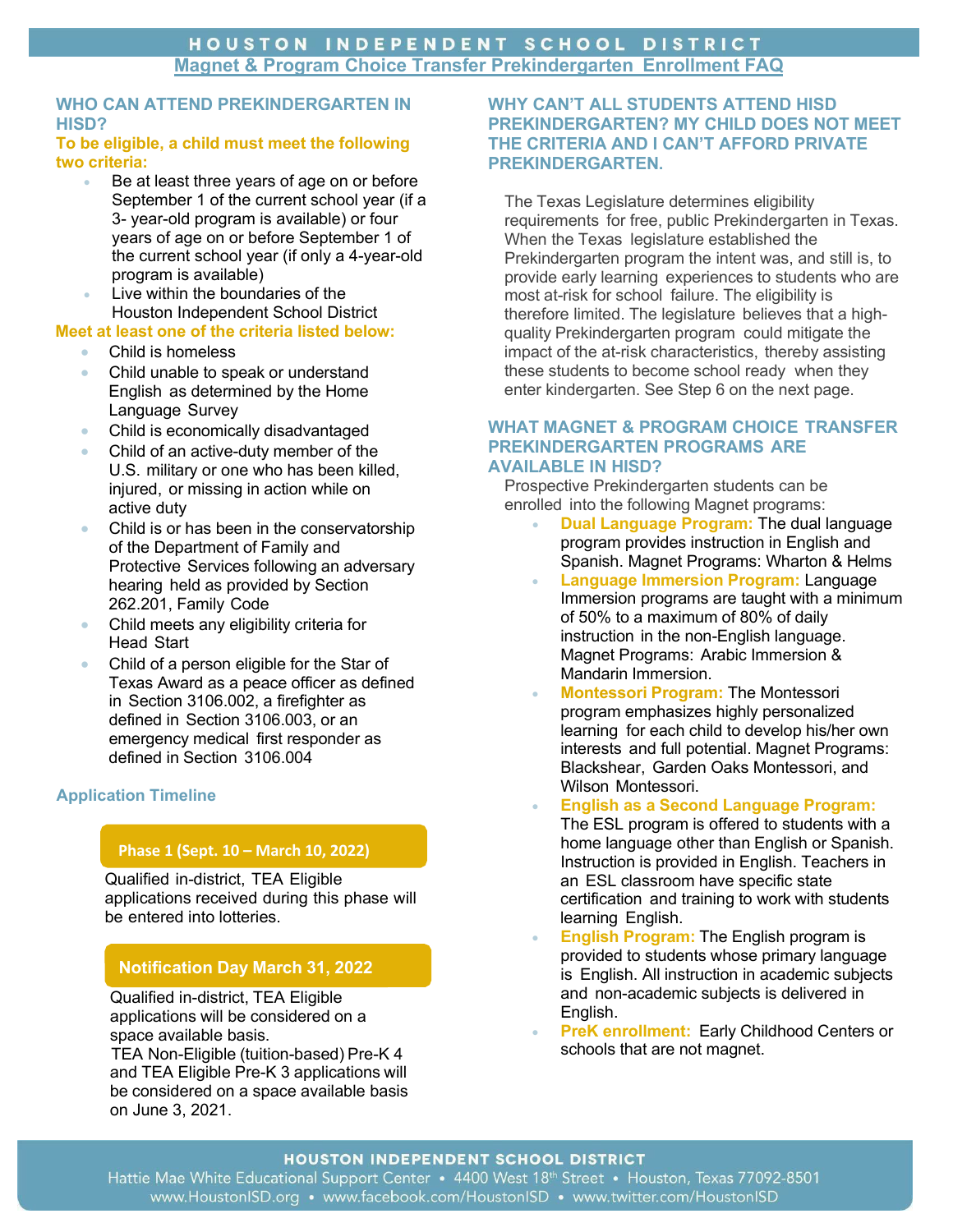# HOUSTON INDEPENDENT SCHOOL DISTRICT

## Magnet & Program Choice Transfer Prekindergarten Enrollment FAQ

### WHO CAN ATTEND PREKINDERGARTEN IN HISD?

**To be eligible, a child must meet the following two criteria:**

- Be at least three years of age on or before September 1 of the current school year (if a 3- year-old program is available) or four years of age on or before September 1 of the current school year (if only a 4-year-old program is available)
- Live within the boundaries of the Houston Independent School District

**Meet at least one of the criteria listed below:**

- Child is homeless
- Child unable to speak or understand English as determined by the Home Language Survey
- Child is economically disadvantaged
- Child of an active-duty member of the U.S. military or one who has been killed, injured, or missing in action while on active duty
- Child is or has been in the conservatorship of the Department of Family and Protective Services following an adversary hearing held as provided by Section 262.201, Family Code
- Child meets any eligibility criteria for Head Start
- Child of a person eligible for the Star of Texas Award as a peace officer as defined in Section 3106.002, a firefighter as defined in Section 3106.003, or an emergency medical first responder as defined in Section 3106.004

### Application Timeline

**Phase 1 (Sept. 10 – March 10, 2022)**

Qualified in-district, TEA Eligible applications received during this phase will be entered into lotteries.

**Notification Day March 31, 2022**

Qualified in-district, TEA Eligible applications will be considered on a space available basis.
TEA Non-Eligible (tuition-based) Pre-K 4 and TEA Eligible Pre-K 3 applications will be considered on a space available basis on June 3, 2021.

### WHY CAN'T ALL STUDENTS ATTEND HISD PREKINDERGARTEN? MY CHILD DOES NOT MEET THE CRITERIA AND I CAN'T AFFORD PRIVATE PREKINDERGARTEN.

The Texas Legislature determines eligibility requirements for free, public Prekindergarten in Texas. When the Texas legislature established the Prekindergarten program the intent was, and still is, to provide early learning experiences to students who are most at-risk for school failure. The eligibility is therefore limited. The legislature believes that a high-quality Prekindergarten program could mitigate the impact of the at-risk characteristics, thereby assisting these students to become school ready when they enter kindergarten. See Step 6 on the next page.

### WHAT MAGNET & PROGRAM CHOICE TRANSFER PREKINDERGARTEN PROGRAMS ARE AVAILABLE IN HISD?

Prospective Prekindergarten students can be enrolled into the following Magnet programs:

- **Dual Language Program:** The dual language program provides instruction in English and Spanish. Magnet Programs: Wharton & Helms
- **Language Immersion Program:** Language Immersion programs are taught with a minimum of 50% to a maximum of 80% of daily instruction in the non-English language. Magnet Programs: Arabic Immersion & Mandarin Immersion.
- **Montessori Program:** The Montessori program emphasizes highly personalized learning for each child to develop his/her own interests and full potential. Magnet Programs: Blackshear, Garden Oaks Montessori, and Wilson Montessori.
- **English as a Second Language Program:** The ESL program is offered to students with a home language other than English or Spanish. Instruction is provided in English. Teachers in an ESL classroom have specific state certification and training to work with students learning English.
- **English Program:** The English program is provided to students whose primary language is English. All instruction in academic subjects and non-academic subjects is delivered in English.
- **PreK enrollment:** Early Childhood Centers or schools that are not magnet.

**HOUSTON INDEPENDENT SCHOOL DISTRICT**
Hattie Mae White Educational Support Center • 4400 West 18th Street • Houston, Texas 77092-8501
www.HoustonISD.org • www.facebook.com/HoustonISD • www.twitter.com/HoustonISD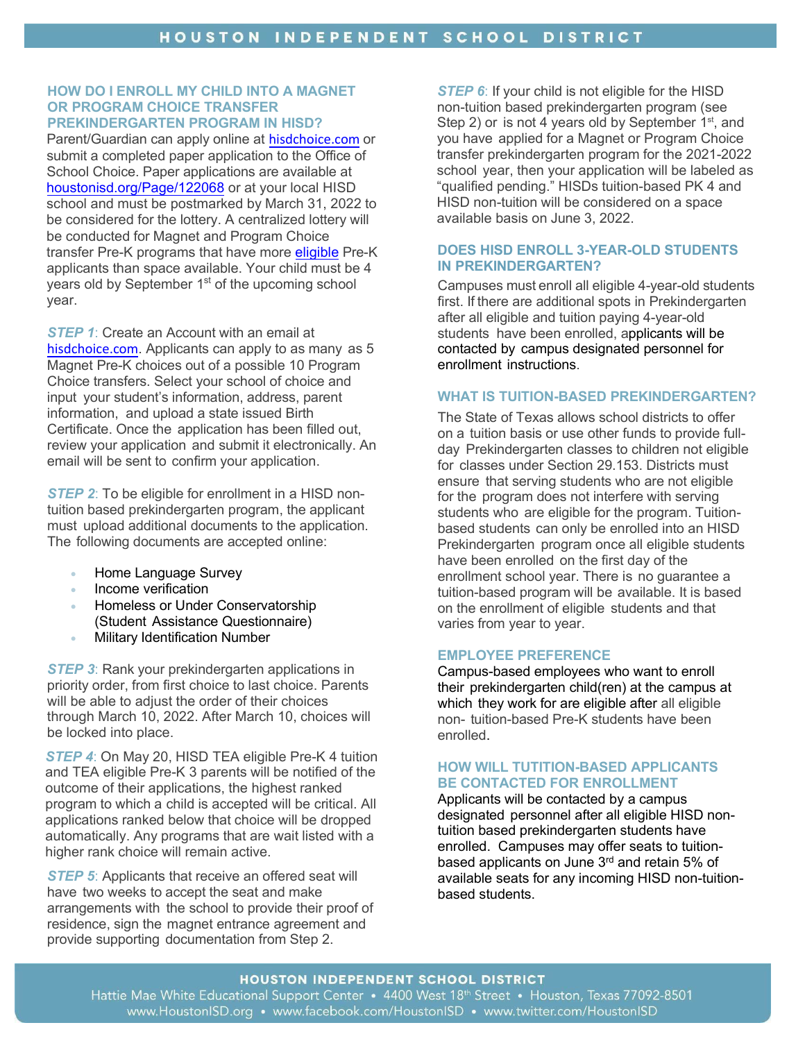## HOW DO I ENROLL MY CHILD INTO A MAGNET OR PROGRAM CHOICE TRANSFER PREKINDERGARTEN PROGRAM IN HISD?

Parent/Guardian can apply online at [hisdchoice.com](hisdchoice.com) or submit a completed paper application to the Office of School Choice. Paper applications are available at [houstonisd.org/Page/122068](houstonisd.org/Page/122068) or at your local HISD school and must be postmarked by March 31, 2022 to be considered for the lottery. A centralized lottery will be conducted for Magnet and Program Choice transfer Pre-K programs that have more [eligible](eligible) Pre-K applicants than space available. Your child must be 4 years old by September 1st of the upcoming school year.

***STEP 1***: Create an Account with an email at [hisdchoice.com](hisdchoice.com). Applicants can apply to as many as 5 Magnet Pre-K choices out of a possible 10 Program Choice transfers. Select your school of choice and input your student's information, address, parent information, and upload a state issued Birth Certificate. Once the application has been filled out, review your application and submit it electronically. An email will be sent to confirm your application.

***STEP 2***: To be eligible for enrollment in a HISD non-tuition based prekindergarten program, the applicant must upload additional documents to the application. The following documents are accepted online:

- Home Language Survey
- Income verification
- Homeless or Under Conservatorship (Student Assistance Questionnaire)
- Military Identification Number

***STEP 3***: Rank your prekindergarten applications in priority order, from first choice to last choice. Parents will be able to adjust the order of their choices through March 10, 2022. After March 10, choices will be locked into place.

***STEP 4***: On May 20, HISD TEA eligible Pre-K 4 tuition and TEA eligible Pre-K 3 parents will be notified of the outcome of their applications, the highest ranked program to which a child is accepted will be critical. All applications ranked below that choice will be dropped automatically. Any programs that are wait listed with a higher rank choice will remain active.

***STEP 5***: Applicants that receive an offered seat will have two weeks to accept the seat and make arrangements with the school to provide their proof of residence, sign the magnet entrance agreement and provide supporting documentation from Step 2.

***STEP 6***: If your child is not eligible for the HISD non-tuition based prekindergarten program (see Step 2) or is not 4 years old by September 1st, and you have applied for a Magnet or Program Choice transfer prekindergarten program for the 2021-2022 school year, then your application will be labeled as "qualified pending." HISDs tuition-based PK 4 and HISD non-tuition will be considered on a space available basis on June 3, 2022.

## DOES HISD ENROLL 3-YEAR-OLD STUDENTS IN PREKINDERGARTEN?

Campuses must enroll all eligible 4-year-old students first. If there are additional spots in Prekindergarten after all eligible and tuition paying 4-year-old students have been enrolled, applicants will be contacted by campus designated personnel for enrollment instructions.

## WHAT IS TUITION-BASED PREKINDERGARTEN?

The State of Texas allows school districts to offer on a tuition basis or use other funds to provide full-day Prekindergarten classes to children not eligible for classes under Section 29.153. Districts must ensure that serving students who are not eligible for the program does not interfere with serving students who are eligible for the program. Tuition-based students can only be enrolled into an HISD Prekindergarten program once all eligible students have been enrolled on the first day of the enrollment school year. There is no guarantee a tuition-based program will be available. It is based on the enrollment of eligible students and that varies from year to year.

## EMPLOYEE PREFERENCE

Campus-based employees who want to enroll their prekindergarten child(ren) at the campus at which they work for are eligible after all eligible non- tuition-based Pre-K students have been enrolled.

## HOW WILL TUTITION-BASED APPLICANTS BE CONTACTED FOR ENROLLMENT

Applicants will be contacted by a campus designated personnel after all eligible HISD non-tuition based prekindergarten students have enrolled. Campuses may offer seats to tuition-based applicants on June 3rd and retain 5% of available seats for any incoming HISD non-tuition-based students.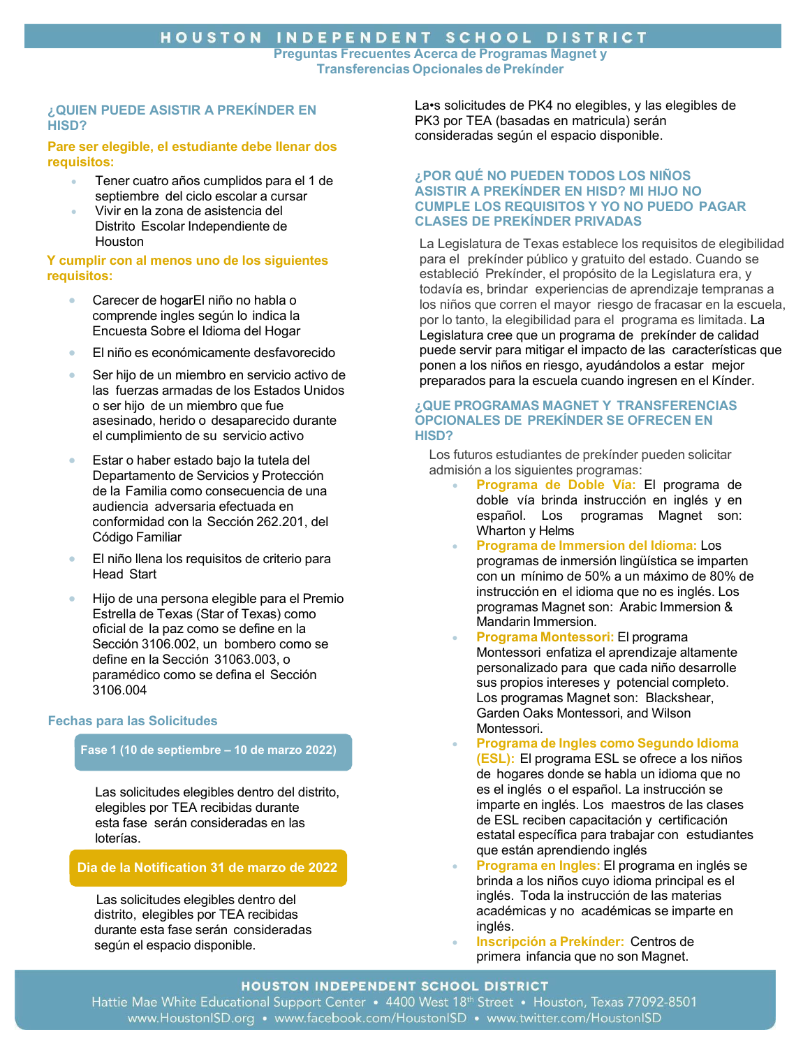# HOUSTON INDEPENDENT SCHOOL DISTRICT

## Preguntas Frecuentes Acerca de Programas Magnet y Transferencias Opcionales de Prekínder

### ¿QUIEN PUEDE ASISTIR A PREKÍNDER EN HISD?

**Pare ser elegible, el estudiante debe llenar dos requisitos:**

- Tener cuatro años cumplidos para el 1 de septiembre del ciclo escolar a cursar
- Vivir en la zona de asistencia del Distrito Escolar Independiente de Houston

**Y cumplir con al menos uno de los siguientes requisitos:**

- Carecer de hogarEl niño no habla o comprende ingles según lo indica la Encuesta Sobre el Idioma del Hogar
- El niño es económicamente desfavorecido
- Ser hijo de un miembro en servicio activo de las fuerzas armadas de los Estados Unidos o ser hijo de un miembro que fue asesinado, herido o desaparecido durante el cumplimiento de su servicio activo
- Estar o haber estado bajo la tutela del Departamento de Servicios y Protección de la Familia como consecuencia de una audiencia adversaria efectuada en conformidad con la Sección 262.201, del Código Familiar
- El niño llena los requisitos de criterio para Head Start
- Hijo de una persona elegible para el Premio Estrella de Texas (Star of Texas) como oficial de la paz como se define en la Sección 3106.002, un bombero como se define en la Sección 31063.003, o paramédico como se defina el Sección 3106.004

### Fechas para las Solicitudes

**Fase 1 (10 de septiembre – 10 de marzo 2022)**

Las solicitudes elegibles dentro del distrito, elegibles por TEA recibidas durante esta fase serán consideradas en las loterías.

**Dia de la Notification 31 de marzo de 2022**

Las solicitudes elegibles dentro del distrito, elegibles por TEA recibidas durante esta fase serán consideradas según el espacio disponible.

La•s solicitudes de PK4 no elegibles, y las elegibles de PK3 por TEA (basadas en matricula) serán consideradas según el espacio disponible.

### ¿POR QUÉ NO PUEDEN TODOS LOS NIÑOS ASISTIR A PREKÍNDER EN HISD? MI HIJO NO CUMPLE LOS REQUISITOS Y YO NO PUEDO PAGAR CLASES DE PREKÍNDER PRIVADAS

La Legislatura de Texas establece los requisitos de elegibilidad para el prekínder público y gratuito del estado. Cuando se estableció Prekínder, el propósito de la Legislatura era, y todavía es, brindar experiencias de aprendizaje tempranas a los niños que corren el mayor riesgo de fracasar en la escuela, por lo tanto, la elegibilidad para el programa es limitada. La Legislatura cree que un programa de prekínder de calidad puede servir para mitigar el impacto de las características que ponen a los niños en riesgo, ayudándolos a estar mejor preparados para la escuela cuando ingresen en el Kínder.

### ¿QUE PROGRAMAS MAGNET Y TRANSFERENCIAS OPCIONALES DE PREKÍNDER SE OFRECEN EN HISD?

Los futuros estudiantes de prekínder pueden solicitar admisión a los siguientes programas:

- **Programa de Doble Vía:** El programa de doble vía brinda instrucción en inglés y en español. Los programas Magnet son: Wharton y Helms
- **Programa de Immersion del Idioma:** Los programas de inmersión lingüística se imparten con un mínimo de 50% a un máximo de 80% de instrucción en el idioma que no es inglés. Los programas Magnet son: Arabic Immersion & Mandarin Immersion.
- **Programa Montessori:** El programa Montessori enfatiza el aprendizaje altamente personalizado para que cada niño desarrolle sus propios intereses y potencial completo. Los programas Magnet son: Blackshear, Garden Oaks Montessori, and Wilson Montessori.
- **Programa de Ingles como Segundo Idioma (ESL):** El programa ESL se ofrece a los niños de hogares donde se habla un idioma que no es el inglés o el español. La instrucción se imparte en inglés. Los maestros de las clases de ESL reciben capacitación y certificación estatal específica para trabajar con estudiantes que están aprendiendo inglés
- **Programa en Ingles:** El programa en inglés se brinda a los niños cuyo idioma principal es el inglés. Toda la instrucción de las materias académicas y no académicas se imparte en inglés.
- **Inscripción a Prekínder:** Centros de primera infancia que no son Magnet.

**HOUSTON INDEPENDENT SCHOOL DISTRICT**
Hattie Mae White Educational Support Center • 4400 West 18th Street • Houston, Texas 77092-8501
www.HoustonISD.org • www.facebook.com/HoustonISD • www.twitter.com/HoustonISD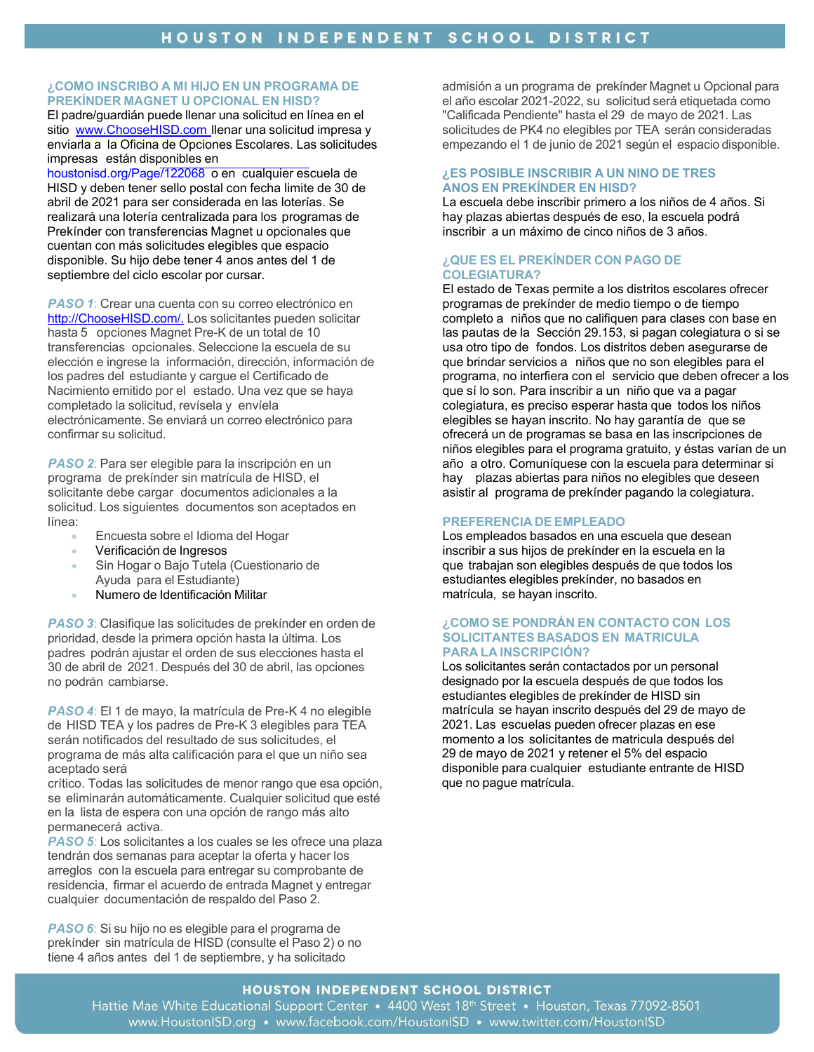## ¿COMO INSCRIBO A MI HIJO EN UN PROGRAMA DE PREKÍNDER MAGNET U OPCIONAL EN HISD?

El padre/guardián puede llenar una solicitud en línea en el sitio www.ChooseHISD.com llenar una solicitud impresa y enviarla a la Oficina de Opciones Escolares. Las solicitudes impresas están disponibles en houstonisd.org/Page/122068 o en cualquier escuela de HISD y deben tener sello postal con fecha limite de 30 de abril de 2021 para ser considerada en las loterías. Se realizará una lotería centralizada para los programas de Prekínder con transferencias Magnet u opcionales que cuentan con más solicitudes elegibles que espacio disponible. Su hijo debe tener 4 anos antes del 1 de septiembre del ciclo escolar por cursar.

***PASO 1***: Crear una cuenta con su correo electrónico en http://ChooseHISD.com/. Los solicitantes pueden solicitar hasta 5 opciones Magnet Pre-K de un total de 10 transferencias opcionales. Seleccione la escuela de su elección e ingrese la información, dirección, información de los padres del estudiante y cargue el Certificado de Nacimiento emitido por el estado. Una vez que se haya completado la solicitud, revísela y envíela electrónicamente. Se enviará un correo electrónico para confirmar su solicitud.

***PASO 2***: Para ser elegible para la inscripción en un programa de prekínder sin matrícula de HISD, el solicitante debe cargar documentos adicionales a la solicitud. Los siguientes documentos son aceptados en línea:

- Encuesta sobre el Idioma del Hogar
- Verificación de Ingresos
- Sin Hogar o Bajo Tutela (Cuestionario de Ayuda para el Estudiante)
- Numero de Identificación Militar

***PASO 3***: Clasifique las solicitudes de prekínder en orden de prioridad, desde la primera opción hasta la última. Los padres podrán ajustar el orden de sus elecciones hasta el 30 de abril de 2021. Después del 30 de abril, las opciones no podrán cambiarse.

***PASO 4***: El 1 de mayo, la matrícula de Pre-K 4 no elegible de HISD TEA y los padres de Pre-K 3 elegibles para TEA serán notificados del resultado de sus solicitudes, el programa de más alta calificación para el que un niño sea aceptado será crítico. Todas las solicitudes de menor rango que esa opción, se eliminarán automáticamente. Cualquier solicitud que esté en la lista de espera con una opción de rango más alto permanecerá activa.

***PASO 5***: Los solicitantes a los cuales se les ofrece una plaza tendrán dos semanas para aceptar la oferta y hacer los arreglos con la escuela para entregar su comprobante de residencia, firmar el acuerdo de entrada Magnet y entregar cualquier documentación de respaldo del Paso 2.

***PASO 6***: Si su hijo no es elegible para el programa de prekínder sin matrícula de HISD (consulte el Paso 2) o no tiene 4 años antes del 1 de septiembre, y ha solicitado admisión a un programa de prekínder Magnet u Opcional para el año escolar 2021-2022, su solicitud será etiquetada como "Calificada Pendiente" hasta el 29 de mayo de 2021. Las solicitudes de PK4 no elegibles por TEA serán consideradas empezando el 1 de junio de 2021 según el espacio disponible.

## ¿ES POSIBLE INSCRIBIR A UN NINO DE TRES ANOS EN PREKÍNDER EN HISD?

La escuela debe inscribir primero a los niños de 4 años. Si hay plazas abiertas después de eso, la escuela podrá inscribir a un máximo de cinco niños de 3 años.

## ¿QUE ES EL PREKÍNDER CON PAGO DE COLEGIATURA?

El estado de Texas permite a los distritos escolares ofrecer programas de prekínder de medio tiempo o de tiempo completo a niños que no califiquen para clases con base en las pautas de la Sección 29.153, si pagan colegiatura o si se usa otro tipo de fondos. Los distritos deben asegurarse de que brindar servicios a niños que no son elegibles para el programa, no interfiera con el servicio que deben ofrecer a los que sí lo son. Para inscribir a un niño que va a pagar colegiatura, es preciso esperar hasta que todos los niños elegibles se hayan inscrito. No hay garantía de que se ofrecerá un de programas se basa en las inscripciones de niños elegibles para el programa gratuito, y éstas varían de un año a otro. Comuníquese con la escuela para determinar si hay plazas abiertas para niños no elegibles que deseen asistir al programa de prekínder pagando la colegiatura.

## PREFERENCIA DE EMPLEADO

Los empleados basados en una escuela que desean inscribir a sus hijos de prekínder en la escuela en la que trabajan son elegibles después de que todos los estudiantes elegibles prekínder, no basados en matrícula, se hayan inscrito.

## ¿COMO SE PONDRÁN EN CONTACTO CON LOS SOLICITANTES BASADOS EN MATRICULA PARA LA INSCRIPCIÓN?

Los solicitantes serán contactados por un personal designado por la escuela después de que todos los estudiantes elegibles de prekínder de HISD sin matrícula se hayan inscrito después del 29 de mayo de 2021. Las escuelas pueden ofrecer plazas en ese momento a los solicitantes de matricula después del 29 de mayo de 2021 y retener el 5% del espacio disponible para cualquier estudiante entrante de HISD que no pague matrícula.